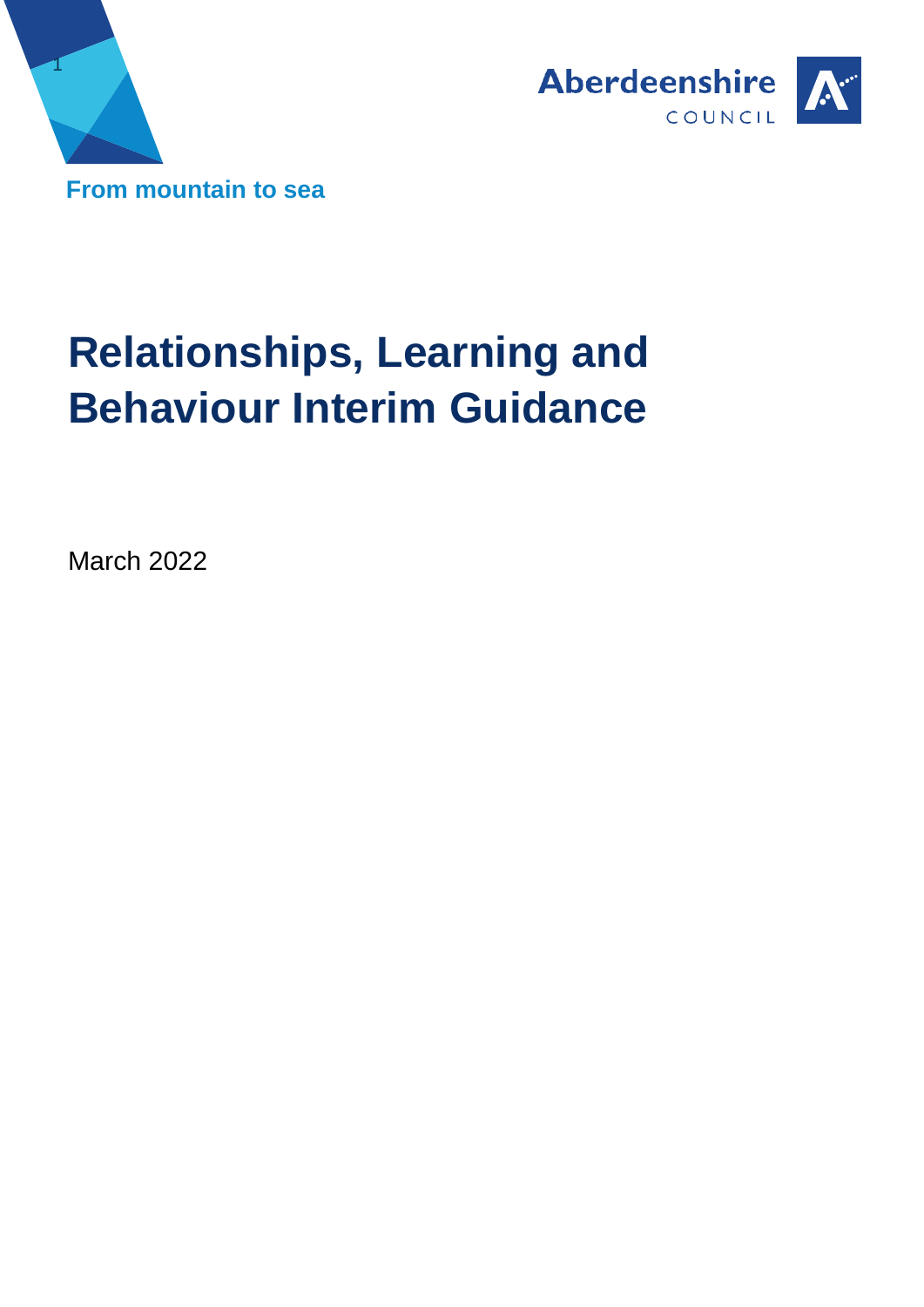From mountain to sea

Aberdeenshire COUNCIL

# Relationships, Learning and Behaviour Interim Guidance

March 2022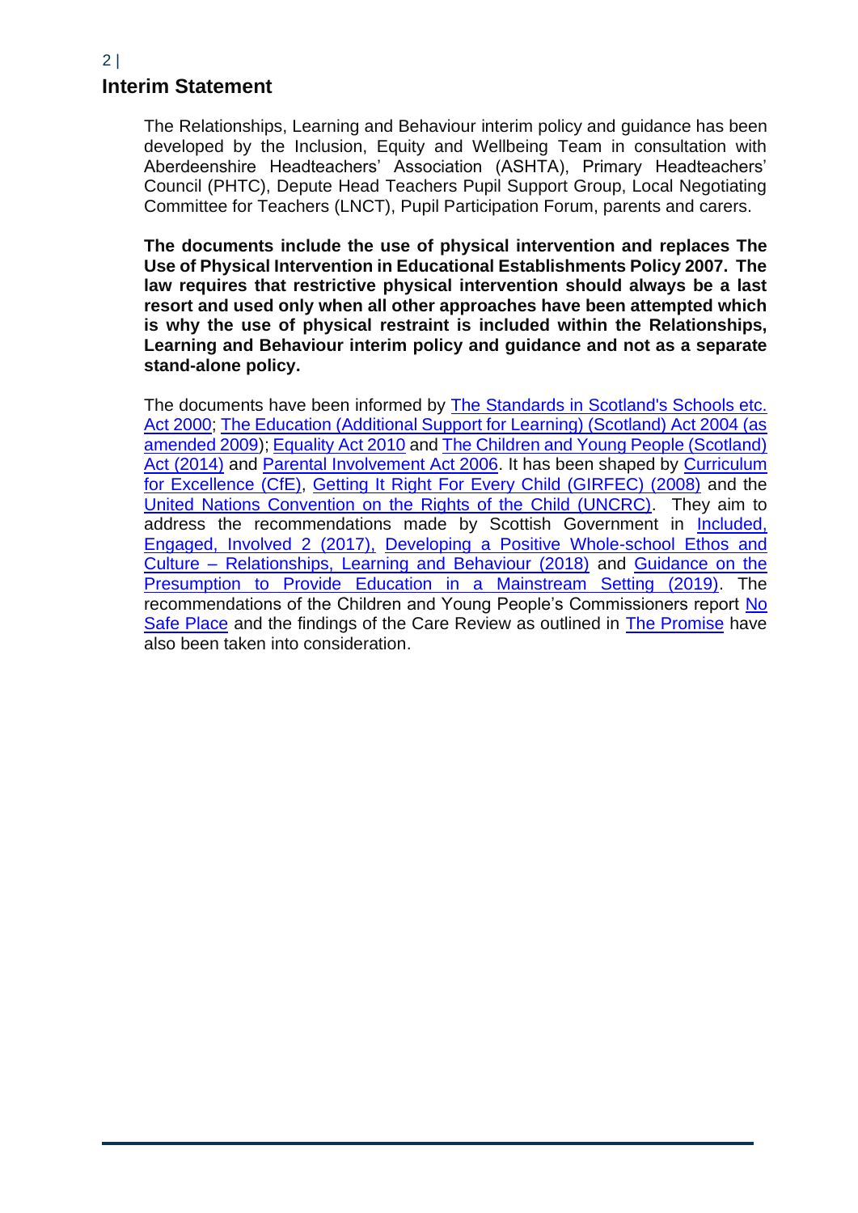## Interim Statement

The Relationships, Learning and Behaviour interim policy and guidance has been developed by the Inclusion, Equity and Wellbeing Team in consultation with Aberdeenshire Headteachers' Association (ASHTA), Primary Headteachers' Council (PHTC), Depute Head Teachers Pupil Support Group, Local Negotiating Committee for Teachers (LNCT), Pupil Participation Forum, parents and carers.

**The documents include the use of physical intervention and replaces The Use of Physical Intervention in Educational Establishments Policy 2007. The law requires that restrictive physical intervention should always be a last resort and used only when all other approaches have been attempted which is why the use of physical restraint is included within the Relationships, Learning and Behaviour interim policy and guidance and not as a separate stand-alone policy.**

The documents have been informed by The Standards in Scotland's Schools etc. Act 2000; The Education (Additional Support for Learning) (Scotland) Act 2004 (as amended 2009); Equality Act 2010 and The Children and Young People (Scotland) Act (2014) and Parental Involvement Act 2006. It has been shaped by Curriculum for Excellence (CfE), Getting It Right For Every Child (GIRFEC) (2008) and the United Nations Convention on the Rights of the Child (UNCRC). They aim to address the recommendations made by Scottish Government in Included, Engaged, Involved 2 (2017), Developing a Positive Whole-school Ethos and Culture – Relationships, Learning and Behaviour (2018) and Guidance on the Presumption to Provide Education in a Mainstream Setting (2019). The recommendations of the Children and Young People's Commissioners report No Safe Place and the findings of the Care Review as outlined in The Promise have also been taken into consideration.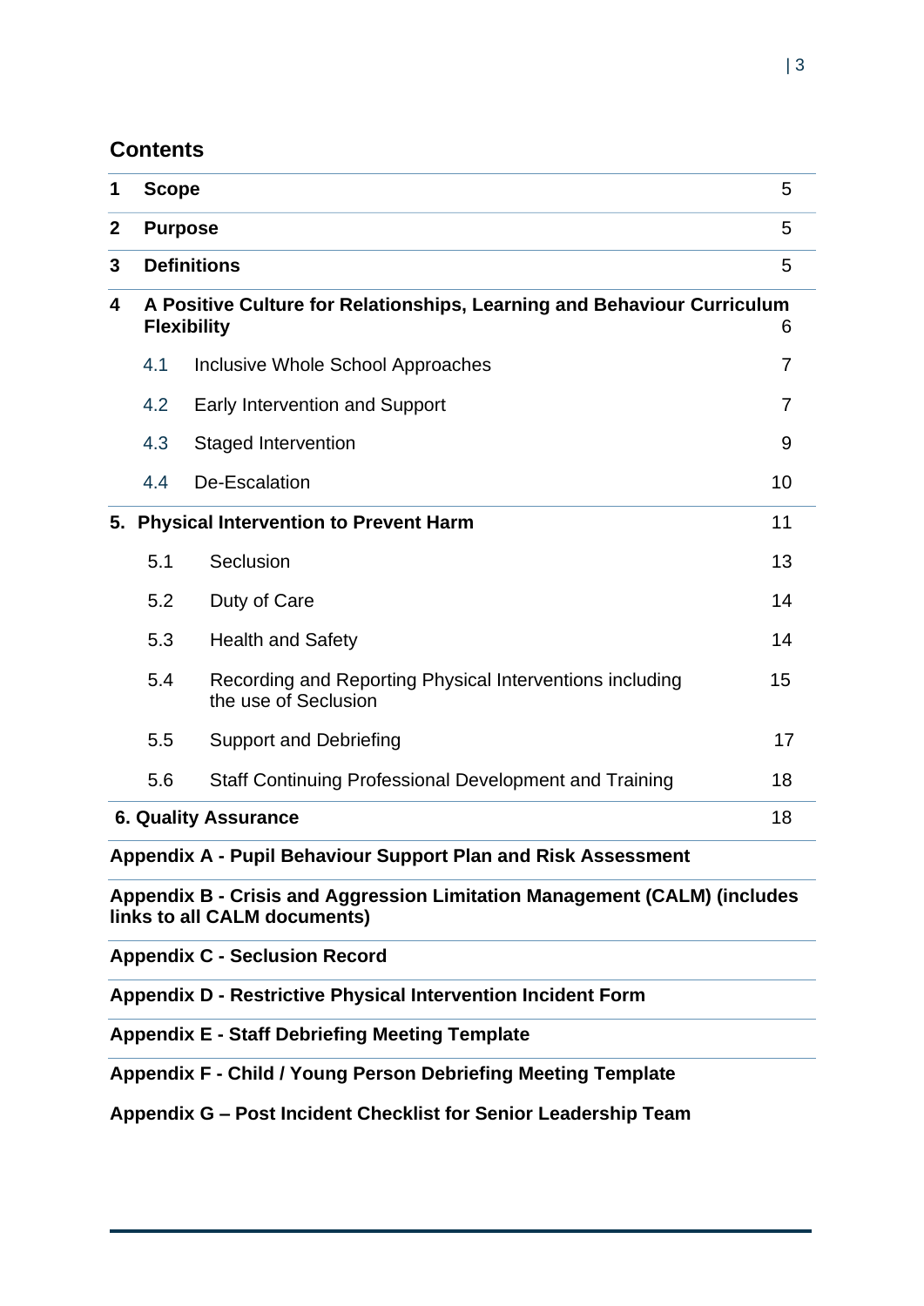## Contents

| | | Page |
|---|---|---|
| **1** | **Scope** | 5 |
| **2** | **Purpose** | 5 |
| **3** | **Definitions** | 5 |
| **4** | **A Positive Culture for Relationships, Learning and Behaviour Curriculum Flexibility** | 6 |
| 4.1 | Inclusive Whole School Approaches | 7 |
| 4.2 | Early Intervention and Support | 7 |
| 4.3 | Staged Intervention | 9 |
| 4.4 | De-Escalation | 10 |
| **5.** | **Physical Intervention to Prevent Harm** | 11 |
| 5.1 | Seclusion | 13 |
| 5.2 | Duty of Care | 14 |
| 5.3 | Health and Safety | 14 |
| 5.4 | Recording and Reporting Physical Interventions including the use of Seclusion | 15 |
| 5.5 | Support and Debriefing | 17 |
| 5.6 | Staff Continuing Professional Development and Training | 18 |
| **6.** | **Quality Assurance** | 18 |

**Appendix A - Pupil Behaviour Support Plan and Risk Assessment**

**Appendix B - Crisis and Aggression Limitation Management (CALM) (includes links to all CALM documents)**

**Appendix C - Seclusion Record**

**Appendix D - Restrictive Physical Intervention Incident Form**

**Appendix E - Staff Debriefing Meeting Template**

**Appendix F - Child / Young Person Debriefing Meeting Template**

**Appendix G – Post Incident Checklist for Senior Leadership Team**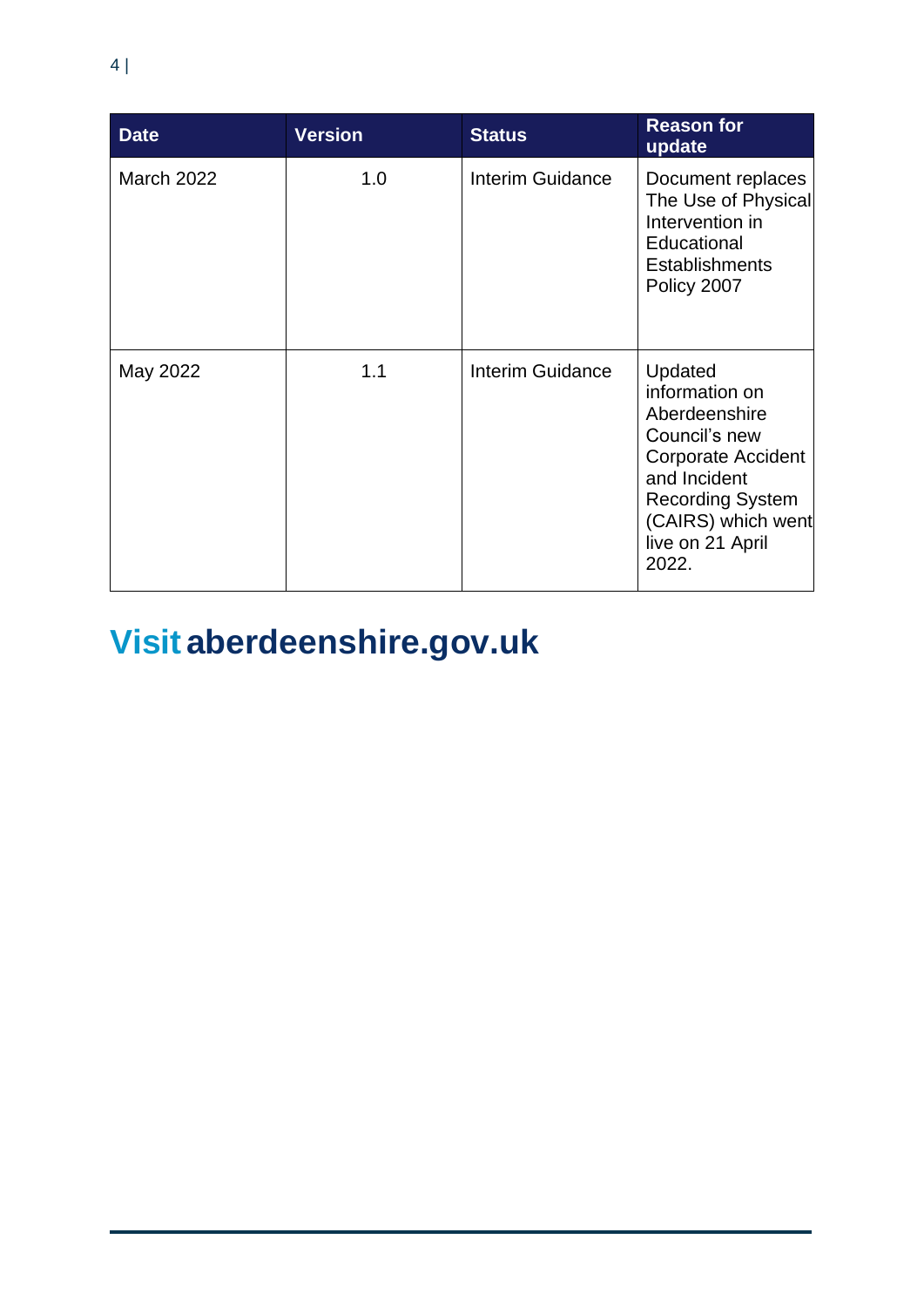| Date | Version | Status | Reason for update |
|---|---|---|---|
| March 2022 | 1.0 | Interim Guidance | Document replaces The Use of Physical Intervention in Educational Establishments Policy 2007 |
| May 2022 | 1.1 | Interim Guidance | Updated information on Aberdeenshire Council's new Corporate Accident and Incident Recording System (CAIRS) which went live on 21 April 2022. |

**Visit aberdeenshire.gov.uk**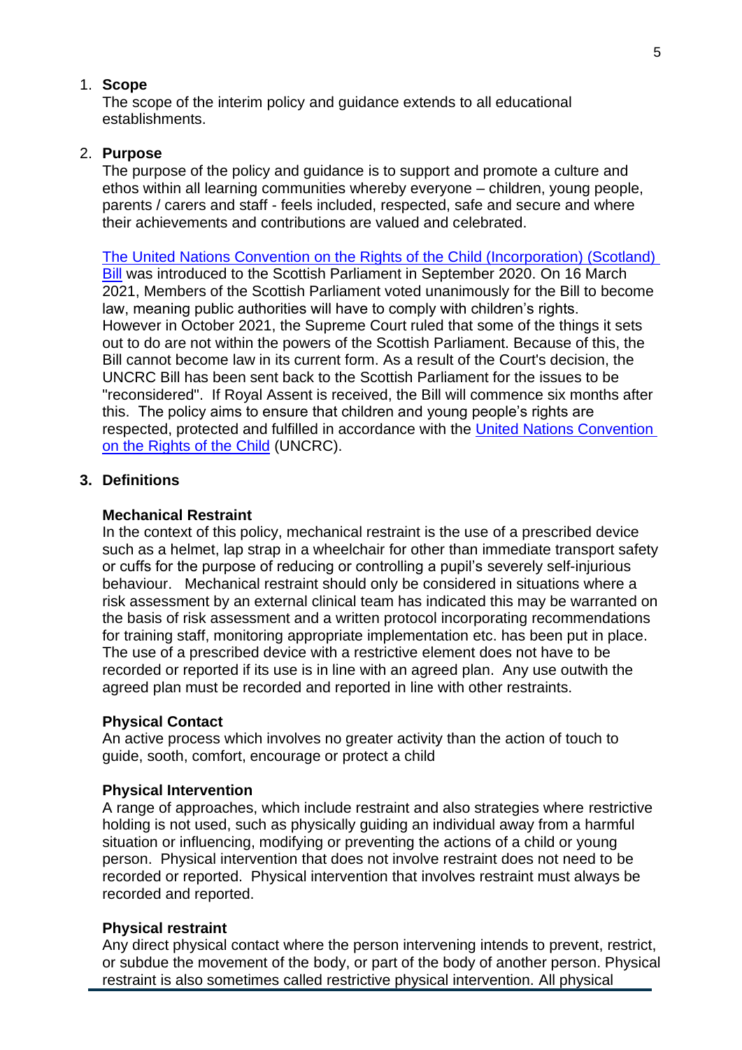1. **Scope**

   The scope of the interim policy and guidance extends to all educational establishments.

2. **Purpose**

   The purpose of the policy and guidance is to support and promote a culture and ethos within all learning communities whereby everyone – children, young people, parents / carers and staff - feels included, respected, safe and secure and where their achievements and contributions are valued and celebrated.

   [The United Nations Convention on the Rights of the Child (Incorporation) (Scotland) Bill] was introduced to the Scottish Parliament in September 2020. On 16 March 2021, Members of the Scottish Parliament voted unanimously for the Bill to become law, meaning public authorities will have to comply with children's rights. However in October 2021, the Supreme Court ruled that some of the things it sets out to do are not within the powers of the Scottish Parliament. Because of this, the Bill cannot become law in its current form. As a result of the Court's decision, the UNCRC Bill has been sent back to the Scottish Parliament for the issues to be "reconsidered". If Royal Assent is received, the Bill will commence six months after this. The policy aims to ensure that children and young people's rights are respected, protected and fulfilled in accordance with the [United Nations Convention on the Rights of the Child] (UNCRC).

3. **Definitions**

   **Mechanical Restraint**

   In the context of this policy, mechanical restraint is the use of a prescribed device such as a helmet, lap strap in a wheelchair for other than immediate transport safety or cuffs for the purpose of reducing or controlling a pupil's severely self-injurious behaviour. Mechanical restraint should only be considered in situations where a risk assessment by an external clinical team has indicated this may be warranted on the basis of risk assessment and a written protocol incorporating recommendations for training staff, monitoring appropriate implementation etc. has been put in place. The use of a prescribed device with a restrictive element does not have to be recorded or reported if its use is in line with an agreed plan. Any use outwith the agreed plan must be recorded and reported in line with other restraints.

   **Physical Contact**

   An active process which involves no greater activity than the action of touch to guide, sooth, comfort, encourage or protect a child

   **Physical Intervention**

   A range of approaches, which include restraint and also strategies where restrictive holding is not used, such as physically guiding an individual away from a harmful situation or influencing, modifying or preventing the actions of a child or young person. Physical intervention that does not involve restraint does not need to be recorded or reported. Physical intervention that involves restraint must always be recorded and reported.

   **Physical restraint**

   Any direct physical contact where the person intervening intends to prevent, restrict, or subdue the movement of the body, or part of the body of another person. Physical restraint is also sometimes called restrictive physical intervention. All physical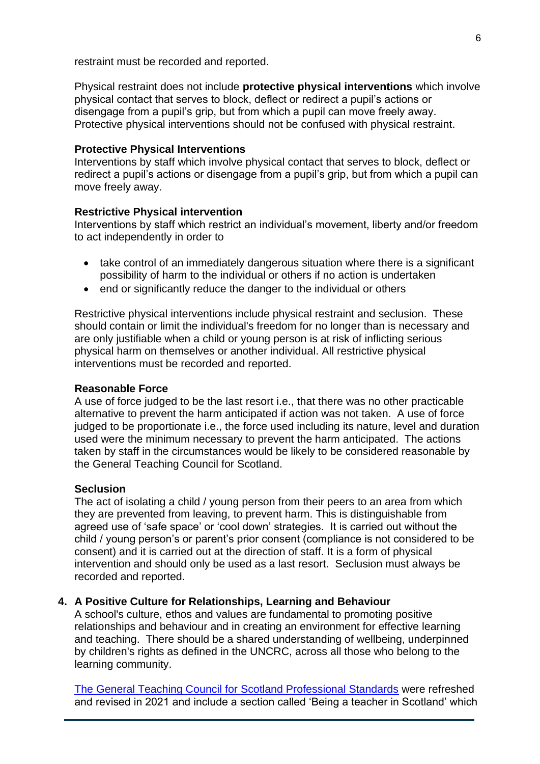restraint must be recorded and reported.

Physical restraint does not include **protective physical interventions** which involve physical contact that serves to block, deflect or redirect a pupil's actions or disengage from a pupil's grip, but from which a pupil can move freely away. Protective physical interventions should not be confused with physical restraint.

**Protective Physical Interventions**
Interventions by staff which involve physical contact that serves to block, deflect or redirect a pupil's actions or disengage from a pupil's grip, but from which a pupil can move freely away.

**Restrictive Physical intervention**
Interventions by staff which restrict an individual's movement, liberty and/or freedom to act independently in order to

- take control of an immediately dangerous situation where there is a significant possibility of harm to the individual or others if no action is undertaken
- end or significantly reduce the danger to the individual or others

Restrictive physical interventions include physical restraint and seclusion. These should contain or limit the individual's freedom for no longer than is necessary and are only justifiable when a child or young person is at risk of inflicting serious physical harm on themselves or another individual. All restrictive physical interventions must be recorded and reported.

**Reasonable Force**
A use of force judged to be the last resort i.e., that there was no other practicable alternative to prevent the harm anticipated if action was not taken. A use of force judged to be proportionate i.e., the force used including its nature, level and duration used were the minimum necessary to prevent the harm anticipated. The actions taken by staff in the circumstances would be likely to be considered reasonable by the General Teaching Council for Scotland.

**Seclusion**
The act of isolating a child / young person from their peers to an area from which they are prevented from leaving, to prevent harm. This is distinguishable from agreed use of 'safe space' or 'cool down' strategies. It is carried out without the child / young person's or parent's prior consent (compliance is not considered to be consent) and it is carried out at the direction of staff. It is a form of physical intervention and should only be used as a last resort. Seclusion must always be recorded and reported.

## 4. A Positive Culture for Relationships, Learning and Behaviour

A school's culture, ethos and values are fundamental to promoting positive relationships and behaviour and in creating an environment for effective learning and teaching. There should be a shared understanding of wellbeing, underpinned by children's rights as defined in the UNCRC, across all those who belong to the learning community.

The General Teaching Council for Scotland Professional Standards were refreshed and revised in 2021 and include a section called 'Being a teacher in Scotland' which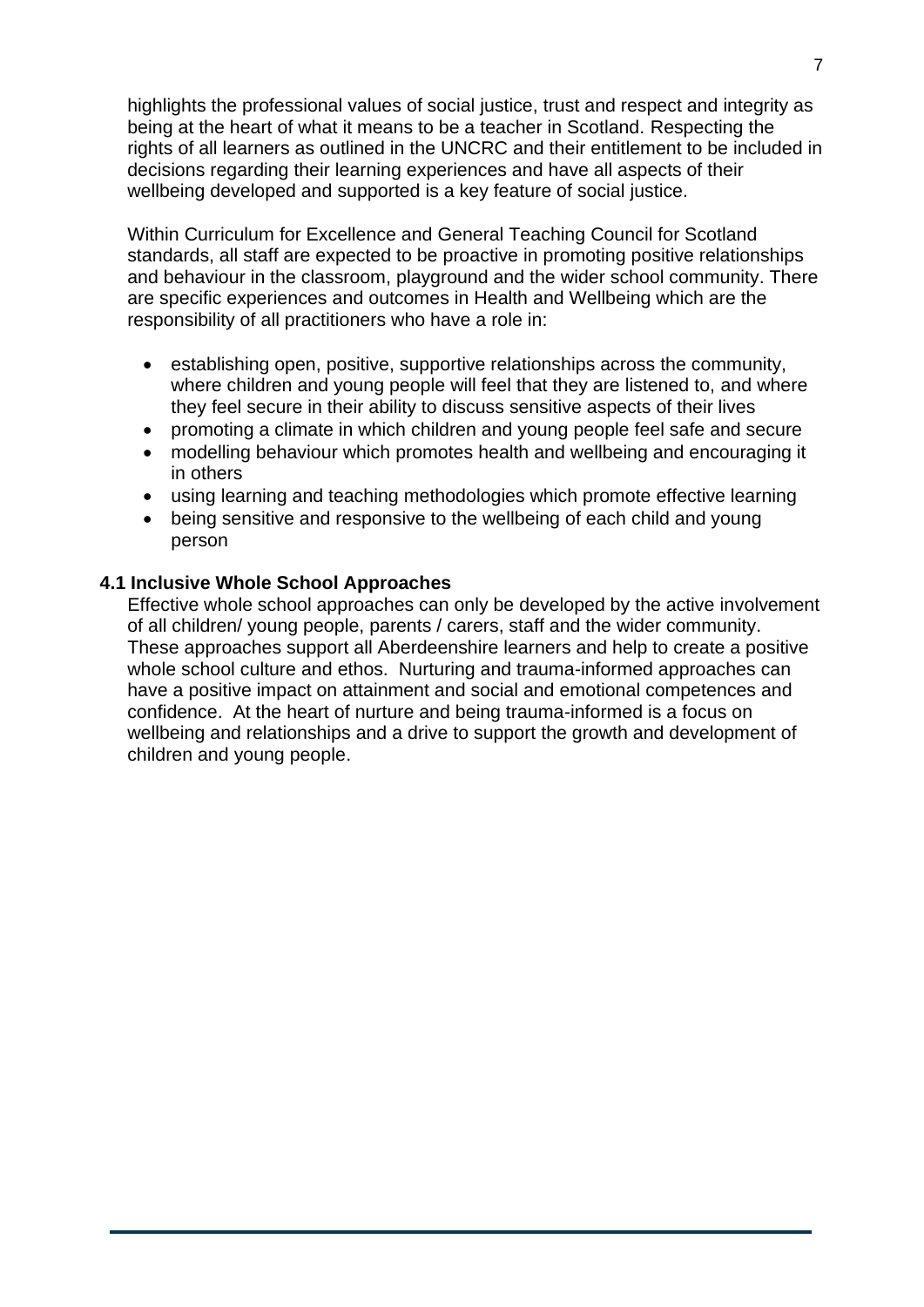highlights the professional values of social justice, trust and respect and integrity as being at the heart of what it means to be a teacher in Scotland. Respecting the rights of all learners as outlined in the UNCRC and their entitlement to be included in decisions regarding their learning experiences and have all aspects of their wellbeing developed and supported is a key feature of social justice.

Within Curriculum for Excellence and General Teaching Council for Scotland standards, all staff are expected to be proactive in promoting positive relationships and behaviour in the classroom, playground and the wider school community. There are specific experiences and outcomes in Health and Wellbeing which are the responsibility of all practitioners who have a role in:

- establishing open, positive, supportive relationships across the community, where children and young people will feel that they are listened to, and where they feel secure in their ability to discuss sensitive aspects of their lives
- promoting a climate in which children and young people feel safe and secure
- modelling behaviour which promotes health and wellbeing and encouraging it in others
- using learning and teaching methodologies which promote effective learning
- being sensitive and responsive to the wellbeing of each child and young person

### 4.1 Inclusive Whole School Approaches

Effective whole school approaches can only be developed by the active involvement of all children/ young people, parents / carers, staff and the wider community. These approaches support all Aberdeenshire learners and help to create a positive whole school culture and ethos. Nurturing and trauma-informed approaches can have a positive impact on attainment and social and emotional competences and confidence. At the heart of nurture and being trauma-informed is a focus on wellbeing and relationships and a drive to support the growth and development of children and young people.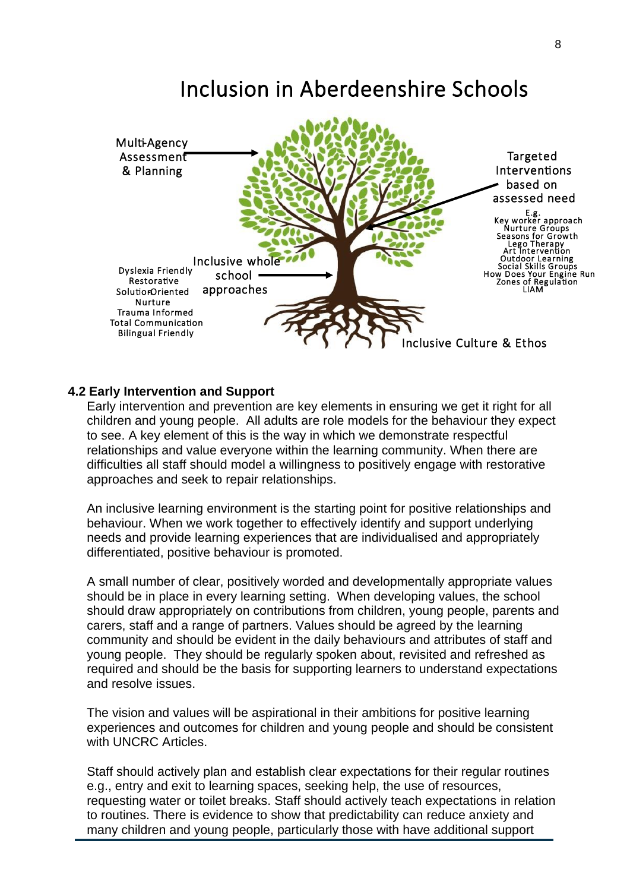# Inclusion in Aberdeenshire Schools

Multi-Agency Assessment & Planning

Targeted Interventions based on assessed need

E.g.
Key worker approach
Nurture Groups
Seasons for Growth
Lego Therapy
Art Intervention
Outdoor Learning
Social Skills Groups
How Does Your Engine Run
Zones of Regulation
LIAM

Inclusive whole school approaches

Dyslexia Friendly
Restorative
Solution Oriented
Nurture
Trauma Informed
Total Communication
Bilingual Friendly

Inclusive Culture & Ethos

### 4.2 Early Intervention and Support

Early intervention and prevention are key elements in ensuring we get it right for all children and young people. All adults are role models for the behaviour they expect to see. A key element of this is the way in which we demonstrate respectful relationships and value everyone within the learning community. When there are difficulties all staff should model a willingness to positively engage with restorative approaches and seek to repair relationships.

An inclusive learning environment is the starting point for positive relationships and behaviour. When we work together to effectively identify and support underlying needs and provide learning experiences that are individualised and appropriately differentiated, positive behaviour is promoted.

A small number of clear, positively worded and developmentally appropriate values should be in place in every learning setting. When developing values, the school should draw appropriately on contributions from children, young people, parents and carers, staff and a range of partners. Values should be agreed by the learning community and should be evident in the daily behaviours and attributes of staff and young people. They should be regularly spoken about, revisited and refreshed as required and should be the basis for supporting learners to understand expectations and resolve issues.

The vision and values will be aspirational in their ambitions for positive learning experiences and outcomes for children and young people and should be consistent with UNCRC Articles.

Staff should actively plan and establish clear expectations for their regular routines e.g., entry and exit to learning spaces, seeking help, the use of resources, requesting water or toilet breaks. Staff should actively teach expectations in relation to routines. There is evidence to show that predictability can reduce anxiety and many children and young people, particularly those with have additional support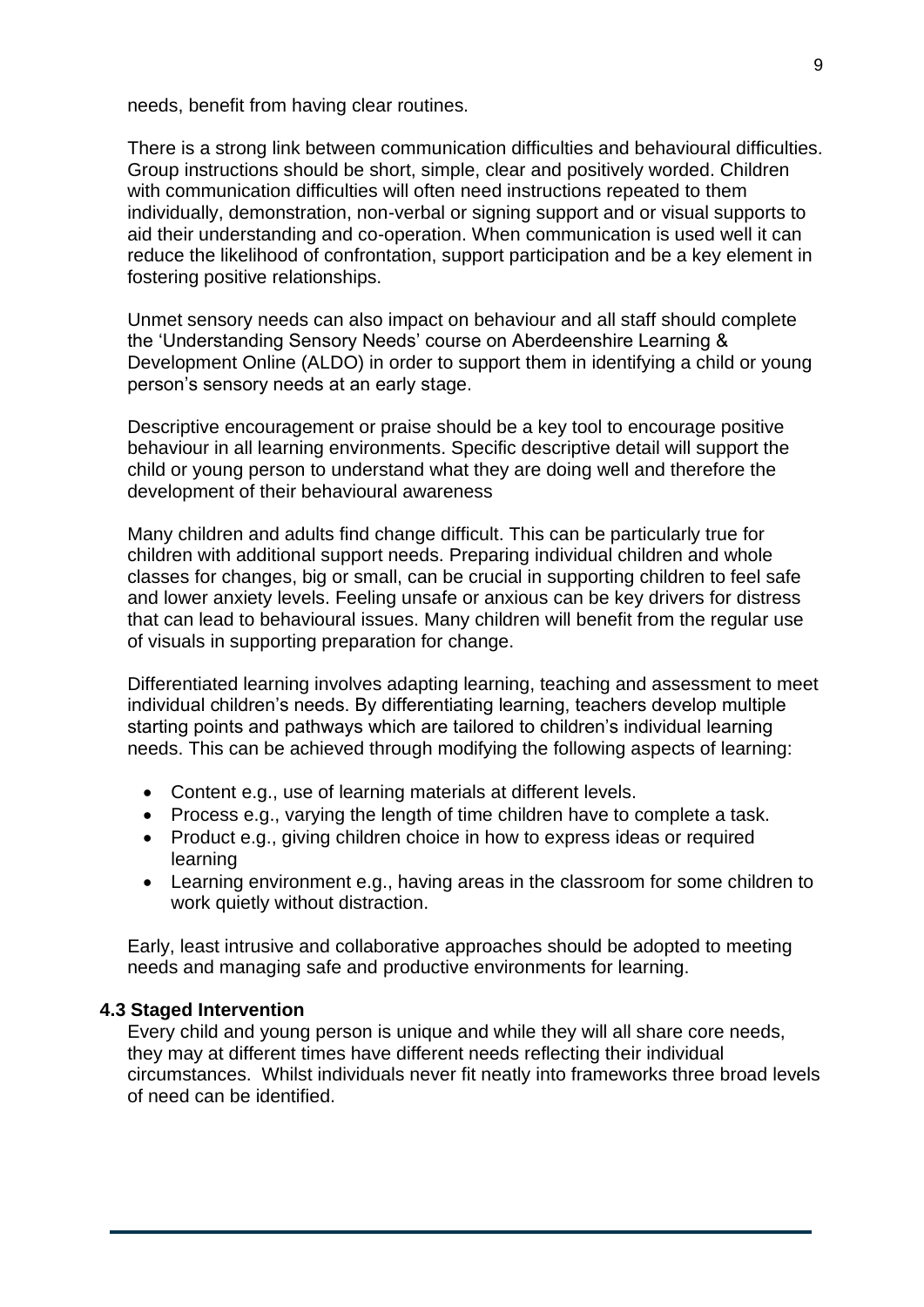needs, benefit from having clear routines.

There is a strong link between communication difficulties and behavioural difficulties. Group instructions should be short, simple, clear and positively worded. Children with communication difficulties will often need instructions repeated to them individually, demonstration, non-verbal or signing support and or visual supports to aid their understanding and co-operation. When communication is used well it can reduce the likelihood of confrontation, support participation and be a key element in fostering positive relationships.

Unmet sensory needs can also impact on behaviour and all staff should complete the 'Understanding Sensory Needs' course on Aberdeenshire Learning & Development Online (ALDO) in order to support them in identifying a child or young person's sensory needs at an early stage.

Descriptive encouragement or praise should be a key tool to encourage positive behaviour in all learning environments. Specific descriptive detail will support the child or young person to understand what they are doing well and therefore the development of their behavioural awareness

Many children and adults find change difficult. This can be particularly true for children with additional support needs. Preparing individual children and whole classes for changes, big or small, can be crucial in supporting children to feel safe and lower anxiety levels. Feeling unsafe or anxious can be key drivers for distress that can lead to behavioural issues. Many children will benefit from the regular use of visuals in supporting preparation for change.

Differentiated learning involves adapting learning, teaching and assessment to meet individual children's needs. By differentiating learning, teachers develop multiple starting points and pathways which are tailored to children's individual learning needs. This can be achieved through modifying the following aspects of learning:

- Content e.g., use of learning materials at different levels.
- Process e.g., varying the length of time children have to complete a task.
- Product e.g., giving children choice in how to express ideas or required learning
- Learning environment e.g., having areas in the classroom for some children to work quietly without distraction.

Early, least intrusive and collaborative approaches should be adopted to meeting needs and managing safe and productive environments for learning.

### 4.3 Staged Intervention

Every child and young person is unique and while they will all share core needs, they may at different times have different needs reflecting their individual circumstances. Whilst individuals never fit neatly into frameworks three broad levels of need can be identified.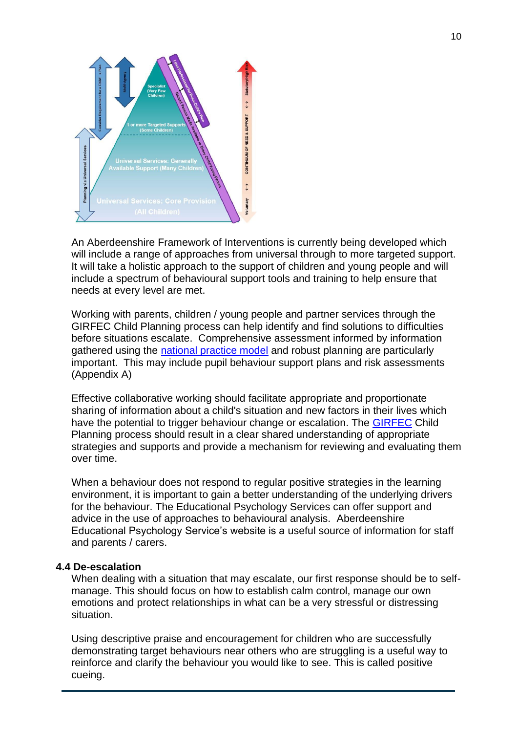An Aberdeenshire Framework of Interventions is currently being developed which will include a range of approaches from universal through to more targeted support. It will take a holistic approach to the support of children and young people and will include a spectrum of behavioural support tools and training to help ensure that needs at every level are met.

Working with parents, children / young people and partner services through the GIRFEC Child Planning process can help identify and find solutions to difficulties before situations escalate. Comprehensive assessment informed by information gathered using the national practice model and robust planning are particularly important. This may include pupil behaviour support plans and risk assessments (Appendix A)

Effective collaborative working should facilitate appropriate and proportionate sharing of information about a child's situation and new factors in their lives which have the potential to trigger behaviour change or escalation. The GIRFEC Child Planning process should result in a clear shared understanding of appropriate strategies and supports and provide a mechanism for reviewing and evaluating them over time.

When a behaviour does not respond to regular positive strategies in the learning environment, it is important to gain a better understanding of the underlying drivers for the behaviour. The Educational Psychology Services can offer support and advice in the use of approaches to behavioural analysis. Aberdeenshire Educational Psychology Service's website is a useful source of information for staff and parents / carers.

### 4.4 De-escalation

When dealing with a situation that may escalate, our first response should be to self-manage. This should focus on how to establish calm control, manage our own emotions and protect relationships in what can be a very stressful or distressing situation.

Using descriptive praise and encouragement for children who are successfully demonstrating target behaviours near others who are struggling is a useful way to reinforce and clarify the behaviour you would like to see. This is called positive cueing.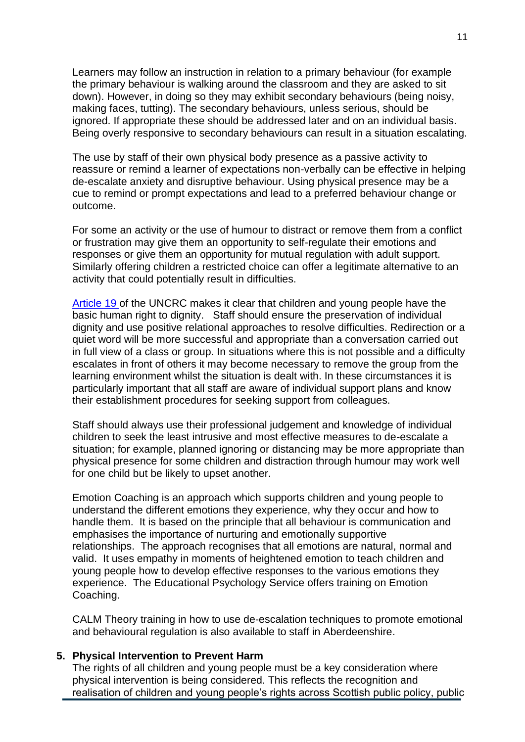Learners may follow an instruction in relation to a primary behaviour (for example the primary behaviour is walking around the classroom and they are asked to sit down). However, in doing so they may exhibit secondary behaviours (being noisy, making faces, tutting). The secondary behaviours, unless serious, should be ignored. If appropriate these should be addressed later and on an individual basis. Being overly responsive to secondary behaviours can result in a situation escalating.

The use by staff of their own physical body presence as a passive activity to reassure or remind a learner of expectations non-verbally can be effective in helping de-escalate anxiety and disruptive behaviour. Using physical presence may be a cue to remind or prompt expectations and lead to a preferred behaviour change or outcome.

For some an activity or the use of humour to distract or remove them from a conflict or frustration may give them an opportunity to self-regulate their emotions and responses or give them an opportunity for mutual regulation with adult support. Similarly offering children a restricted choice can offer a legitimate alternative to an activity that could potentially result in difficulties.

Article 19 of the UNCRC makes it clear that children and young people have the basic human right to dignity. Staff should ensure the preservation of individual dignity and use positive relational approaches to resolve difficulties. Redirection or a quiet word will be more successful and appropriate than a conversation carried out in full view of a class or group. In situations where this is not possible and a difficulty escalates in front of others it may become necessary to remove the group from the learning environment whilst the situation is dealt with. In these circumstances it is particularly important that all staff are aware of individual support plans and know their establishment procedures for seeking support from colleagues.

Staff should always use their professional judgement and knowledge of individual children to seek the least intrusive and most effective measures to de-escalate a situation; for example, planned ignoring or distancing may be more appropriate than physical presence for some children and distraction through humour may work well for one child but be likely to upset another.

Emotion Coaching is an approach which supports children and young people to understand the different emotions they experience, why they occur and how to handle them. It is based on the principle that all behaviour is communication and emphasises the importance of nurturing and emotionally supportive relationships. The approach recognises that all emotions are natural, normal and valid. It uses empathy in moments of heightened emotion to teach children and young people how to develop effective responses to the various emotions they experience. The Educational Psychology Service offers training on Emotion Coaching.

CALM Theory training in how to use de-escalation techniques to promote emotional and behavioural regulation is also available to staff in Aberdeenshire.

## 5. Physical Intervention to Prevent Harm

The rights of all children and young people must be a key consideration where physical intervention is being considered. This reflects the recognition and realisation of children and young people's rights across Scottish public policy, public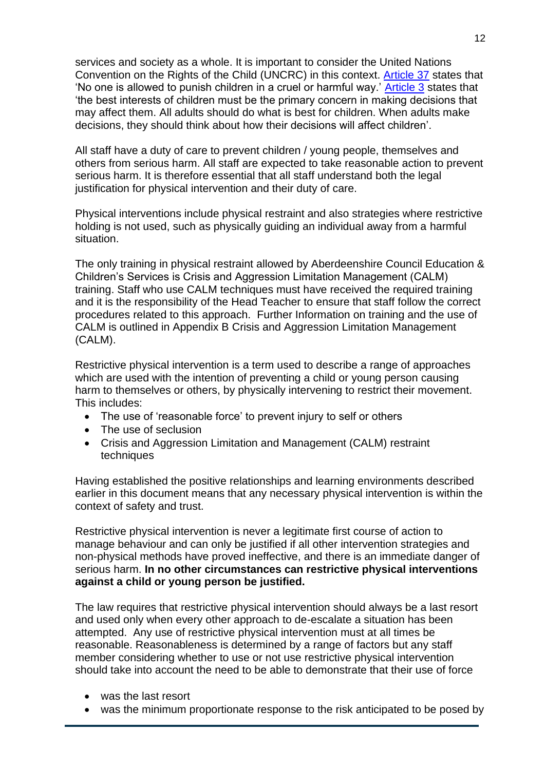services and society as a whole. It is important to consider the United Nations Convention on the Rights of the Child (UNCRC) in this context. Article 37 states that 'No one is allowed to punish children in a cruel or harmful way.' Article 3 states that 'the best interests of children must be the primary concern in making decisions that may affect them. All adults should do what is best for children. When adults make decisions, they should think about how their decisions will affect children'.

All staff have a duty of care to prevent children / young people, themselves and others from serious harm. All staff are expected to take reasonable action to prevent serious harm. It is therefore essential that all staff understand both the legal justification for physical intervention and their duty of care.

Physical interventions include physical restraint and also strategies where restrictive holding is not used, such as physically guiding an individual away from a harmful situation.

The only training in physical restraint allowed by Aberdeenshire Council Education & Children's Services is Crisis and Aggression Limitation Management (CALM) training. Staff who use CALM techniques must have received the required training and it is the responsibility of the Head Teacher to ensure that staff follow the correct procedures related to this approach. Further Information on training and the use of CALM is outlined in Appendix B Crisis and Aggression Limitation Management (CALM).

Restrictive physical intervention is a term used to describe a range of approaches which are used with the intention of preventing a child or young person causing harm to themselves or others, by physically intervening to restrict their movement. This includes:

- The use of 'reasonable force' to prevent injury to self or others
- The use of seclusion
- Crisis and Aggression Limitation and Management (CALM) restraint techniques

Having established the positive relationships and learning environments described earlier in this document means that any necessary physical intervention is within the context of safety and trust.

Restrictive physical intervention is never a legitimate first course of action to manage behaviour and can only be justified if all other intervention strategies and non-physical methods have proved ineffective, and there is an immediate danger of serious harm. **In no other circumstances can restrictive physical interventions against a child or young person be justified.**

The law requires that restrictive physical intervention should always be a last resort and used only when every other approach to de-escalate a situation has been attempted. Any use of restrictive physical intervention must at all times be reasonable. Reasonableness is determined by a range of factors but any staff member considering whether to use or not use restrictive physical intervention should take into account the need to be able to demonstrate that their use of force

- was the last resort
- was the minimum proportionate response to the risk anticipated to be posed by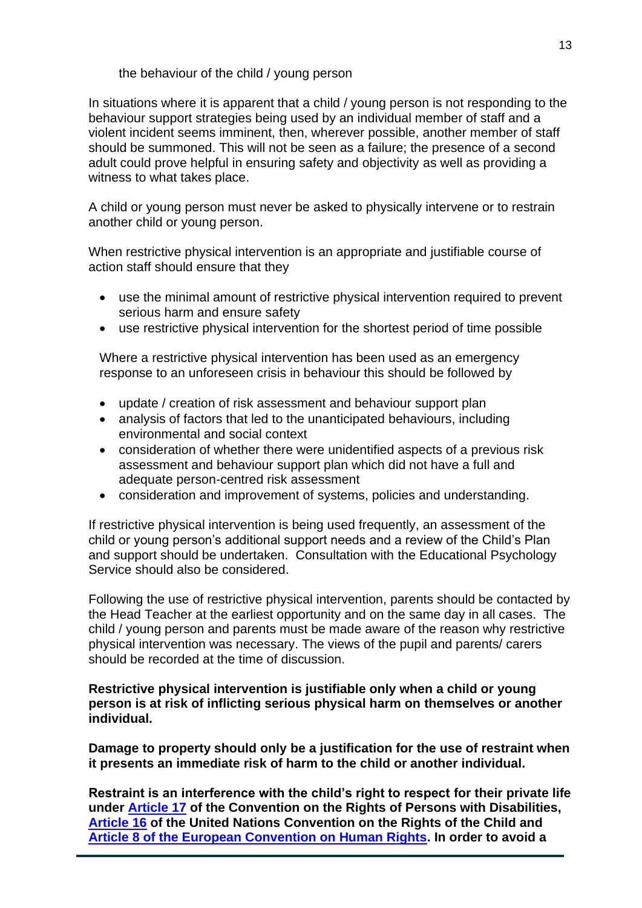the behaviour of the child / young person

In situations where it is apparent that a child / young person is not responding to the behaviour support strategies being used by an individual member of staff and a violent incident seems imminent, then, wherever possible, another member of staff should be summoned. This will not be seen as a failure; the presence of a second adult could prove helpful in ensuring safety and objectivity as well as providing a witness to what takes place.

A child or young person must never be asked to physically intervene or to restrain another child or young person.

When restrictive physical intervention is an appropriate and justifiable course of action staff should ensure that they

- use the minimal amount of restrictive physical intervention required to prevent serious harm and ensure safety
- use restrictive physical intervention for the shortest period of time possible

Where a restrictive physical intervention has been used as an emergency response to an unforeseen crisis in behaviour this should be followed by

- update / creation of risk assessment and behaviour support plan
- analysis of factors that led to the unanticipated behaviours, including environmental and social context
- consideration of whether there were unidentified aspects of a previous risk assessment and behaviour support plan which did not have a full and adequate person-centred risk assessment
- consideration and improvement of systems, policies and understanding.

If restrictive physical intervention is being used frequently, an assessment of the child or young person's additional support needs and a review of the Child's Plan and support should be undertaken. Consultation with the Educational Psychology Service should also be considered.

Following the use of restrictive physical intervention, parents should be contacted by the Head Teacher at the earliest opportunity and on the same day in all cases. The child / young person and parents must be made aware of the reason why restrictive physical intervention was necessary. The views of the pupil and parents/ carers should be recorded at the time of discussion.

**Restrictive physical intervention is justifiable only when a child or young person is at risk of inflicting serious physical harm on themselves or another individual.**

**Damage to property should only be a justification for the use of restraint when it presents an immediate risk of harm to the child or another individual.**

**Restraint is an interference with the child's right to respect for their private life under Article 17 of the Convention on the Rights of Persons with Disabilities, Article 16 of the United Nations Convention on the Rights of the Child and Article 8 of the European Convention on Human Rights. In order to avoid a**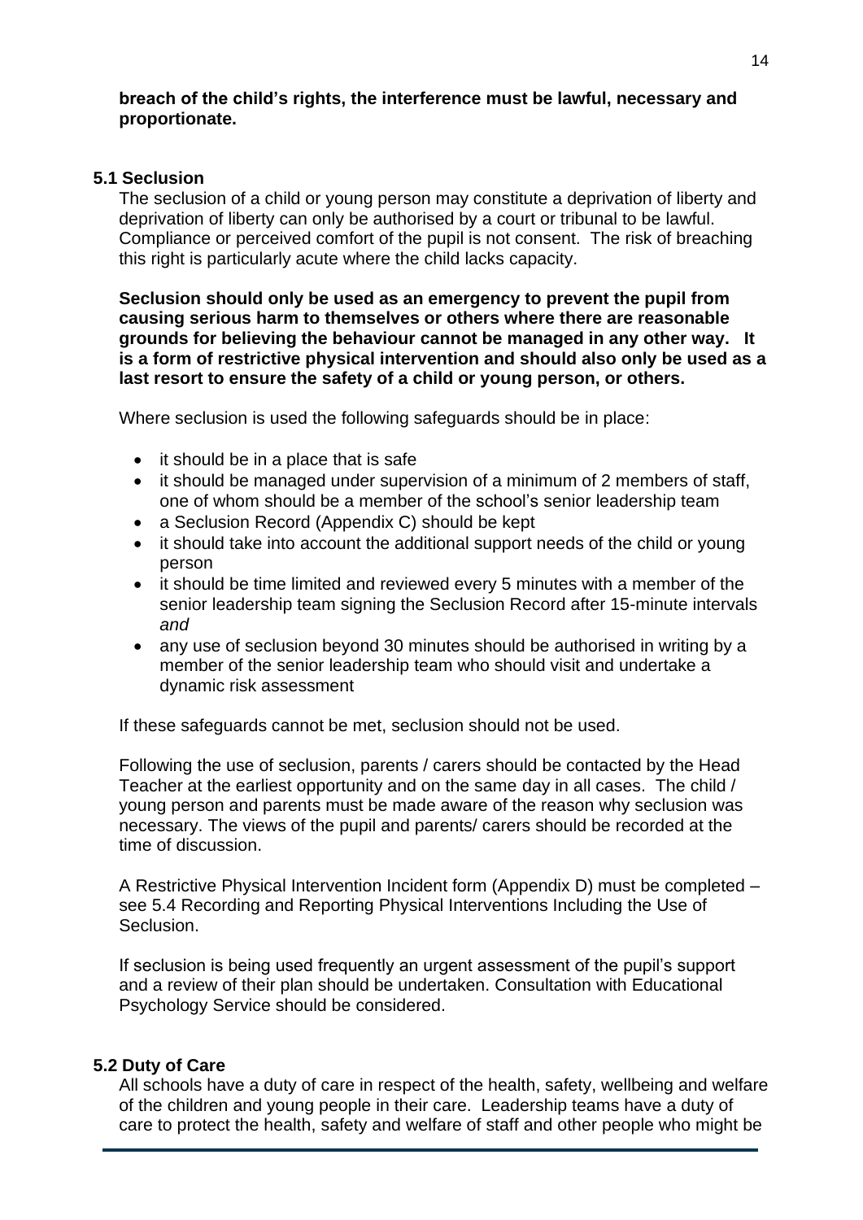**breach of the child's rights, the interference must be lawful, necessary and proportionate.**

### 5.1 Seclusion

The seclusion of a child or young person may constitute a deprivation of liberty and deprivation of liberty can only be authorised by a court or tribunal to be lawful. Compliance or perceived comfort of the pupil is not consent. The risk of breaching this right is particularly acute where the child lacks capacity.

**Seclusion should only be used as an emergency to prevent the pupil from causing serious harm to themselves or others where there are reasonable grounds for believing the behaviour cannot be managed in any other way. It is a form of restrictive physical intervention and should also only be used as a last resort to ensure the safety of a child or young person, or others.**

Where seclusion is used the following safeguards should be in place:

- it should be in a place that is safe
- it should be managed under supervision of a minimum of 2 members of staff, one of whom should be a member of the school's senior leadership team
- a Seclusion Record (Appendix C) should be kept
- it should take into account the additional support needs of the child or young person
- it should be time limited and reviewed every 5 minutes with a member of the senior leadership team signing the Seclusion Record after 15-minute intervals *and*
- any use of seclusion beyond 30 minutes should be authorised in writing by a member of the senior leadership team who should visit and undertake a dynamic risk assessment

If these safeguards cannot be met, seclusion should not be used.

Following the use of seclusion, parents / carers should be contacted by the Head Teacher at the earliest opportunity and on the same day in all cases. The child / young person and parents must be made aware of the reason why seclusion was necessary. The views of the pupil and parents/ carers should be recorded at the time of discussion.

A Restrictive Physical Intervention Incident form (Appendix D) must be completed – see 5.4 Recording and Reporting Physical Interventions Including the Use of Seclusion.

If seclusion is being used frequently an urgent assessment of the pupil's support and a review of their plan should be undertaken. Consultation with Educational Psychology Service should be considered.

### 5.2 Duty of Care

All schools have a duty of care in respect of the health, safety, wellbeing and welfare of the children and young people in their care. Leadership teams have a duty of care to protect the health, safety and welfare of staff and other people who might be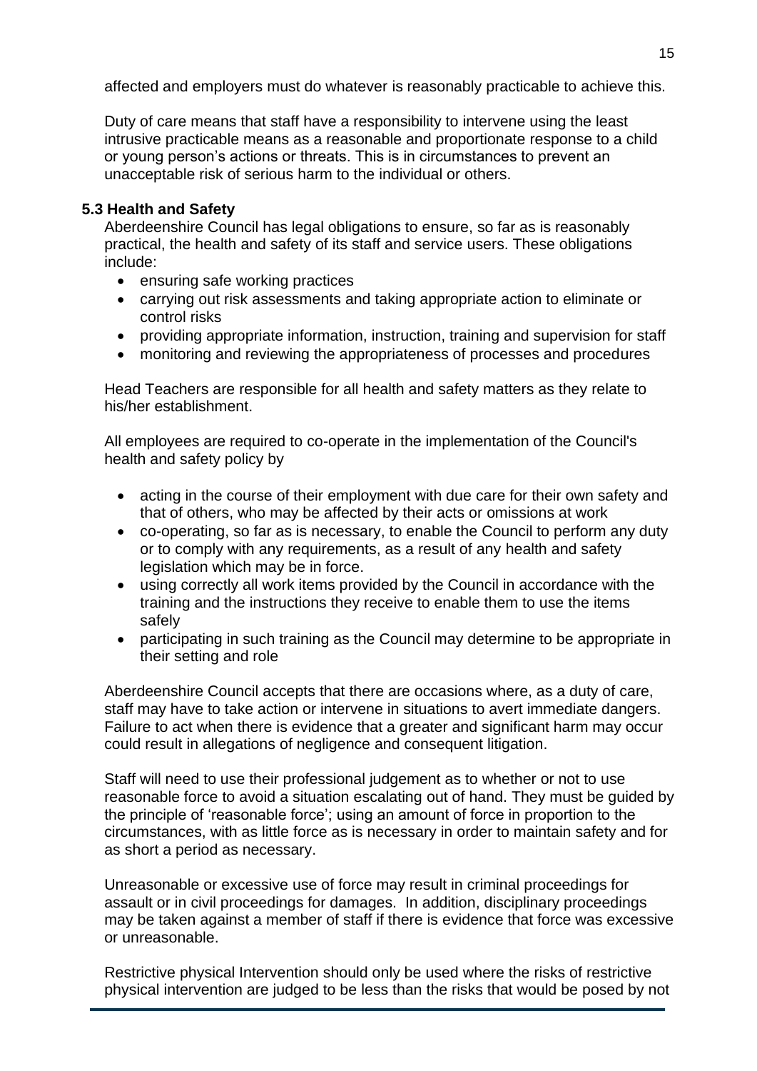affected and employers must do whatever is reasonably practicable to achieve this.

Duty of care means that staff have a responsibility to intervene using the least intrusive practicable means as a reasonable and proportionate response to a child or young person's actions or threats. This is in circumstances to prevent an unacceptable risk of serious harm to the individual or others.

### 5.3 Health and Safety

Aberdeenshire Council has legal obligations to ensure, so far as is reasonably practical, the health and safety of its staff and service users. These obligations include:

- ensuring safe working practices
- carrying out risk assessments and taking appropriate action to eliminate or control risks
- providing appropriate information, instruction, training and supervision for staff
- monitoring and reviewing the appropriateness of processes and procedures

Head Teachers are responsible for all health and safety matters as they relate to his/her establishment.

All employees are required to co-operate in the implementation of the Council's health and safety policy by

- acting in the course of their employment with due care for their own safety and that of others, who may be affected by their acts or omissions at work
- co-operating, so far as is necessary, to enable the Council to perform any duty or to comply with any requirements, as a result of any health and safety legislation which may be in force.
- using correctly all work items provided by the Council in accordance with the training and the instructions they receive to enable them to use the items safely
- participating in such training as the Council may determine to be appropriate in their setting and role

Aberdeenshire Council accepts that there are occasions where, as a duty of care, staff may have to take action or intervene in situations to avert immediate dangers. Failure to act when there is evidence that a greater and significant harm may occur could result in allegations of negligence and consequent litigation.

Staff will need to use their professional judgement as to whether or not to use reasonable force to avoid a situation escalating out of hand. They must be guided by the principle of 'reasonable force'; using an amount of force in proportion to the circumstances, with as little force as is necessary in order to maintain safety and for as short a period as necessary.

Unreasonable or excessive use of force may result in criminal proceedings for assault or in civil proceedings for damages. In addition, disciplinary proceedings may be taken against a member of staff if there is evidence that force was excessive or unreasonable.

Restrictive physical Intervention should only be used where the risks of restrictive physical intervention are judged to be less than the risks that would be posed by not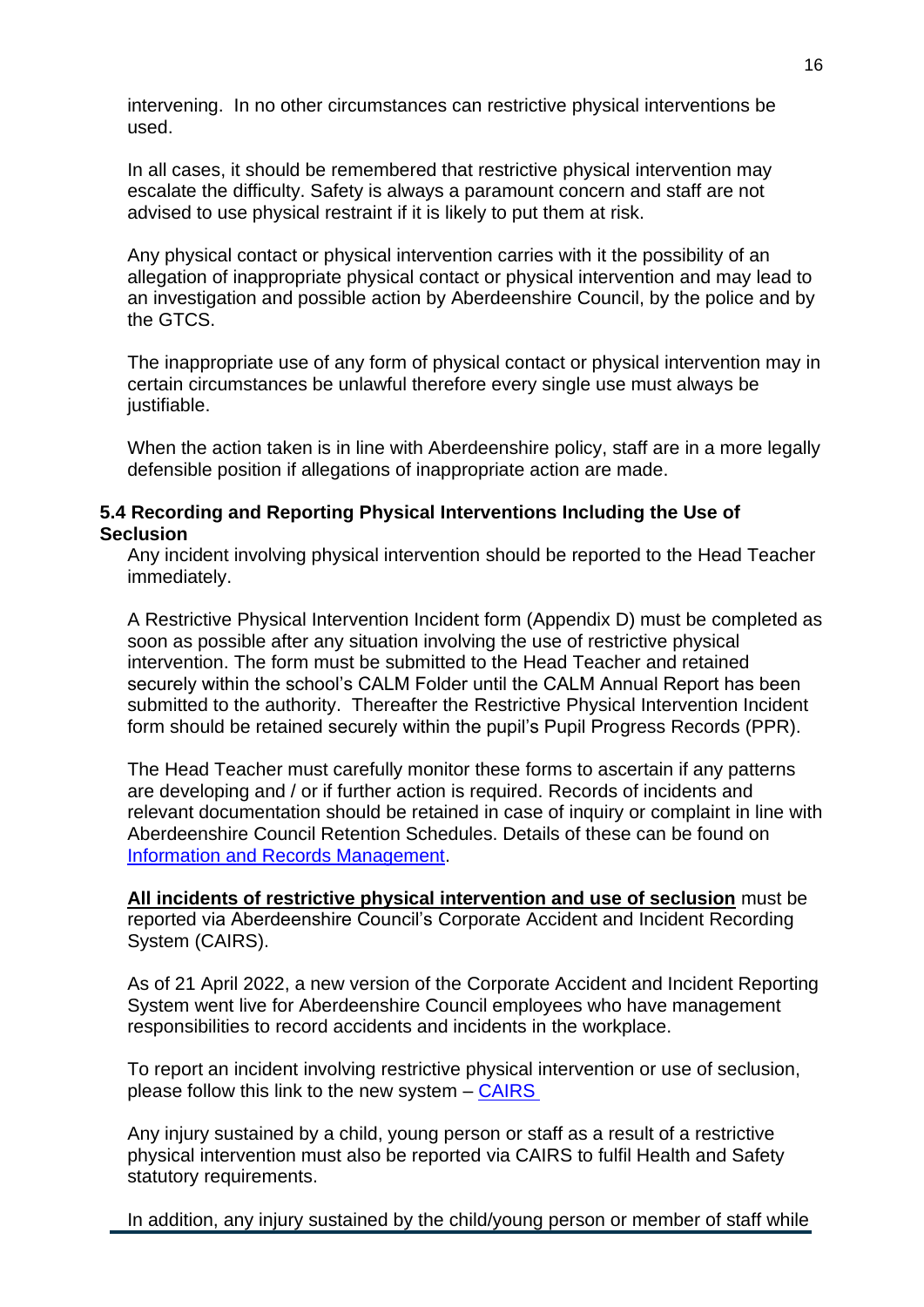intervening. In no other circumstances can restrictive physical interventions be used.

In all cases, it should be remembered that restrictive physical intervention may escalate the difficulty. Safety is always a paramount concern and staff are not advised to use physical restraint if it is likely to put them at risk.

Any physical contact or physical intervention carries with it the possibility of an allegation of inappropriate physical contact or physical intervention and may lead to an investigation and possible action by Aberdeenshire Council, by the police and by the GTCS.

The inappropriate use of any form of physical contact or physical intervention may in certain circumstances be unlawful therefore every single use must always be justifiable.

When the action taken is in line with Aberdeenshire policy, staff are in a more legally defensible position if allegations of inappropriate action are made.

### 5.4 Recording and Reporting Physical Interventions Including the Use of Seclusion

Any incident involving physical intervention should be reported to the Head Teacher immediately.

A Restrictive Physical Intervention Incident form (Appendix D) must be completed as soon as possible after any situation involving the use of restrictive physical intervention. The form must be submitted to the Head Teacher and retained securely within the school's CALM Folder until the CALM Annual Report has been submitted to the authority. Thereafter the Restrictive Physical Intervention Incident form should be retained securely within the pupil's Pupil Progress Records (PPR).

The Head Teacher must carefully monitor these forms to ascertain if any patterns are developing and / or if further action is required. Records of incidents and relevant documentation should be retained in case of inquiry or complaint in line with Aberdeenshire Council Retention Schedules. Details of these can be found on Information and Records Management.

**All incidents of restrictive physical intervention and use of seclusion** must be reported via Aberdeenshire Council's Corporate Accident and Incident Recording System (CAIRS).

As of 21 April 2022, a new version of the Corporate Accident and Incident Reporting System went live for Aberdeenshire Council employees who have management responsibilities to record accidents and incidents in the workplace.

To report an incident involving restrictive physical intervention or use of seclusion, please follow this link to the new system – CAIRS

Any injury sustained by a child, young person or staff as a result of a restrictive physical intervention must also be reported via CAIRS to fulfil Health and Safety statutory requirements.

In addition, any injury sustained by the child/young person or member of staff while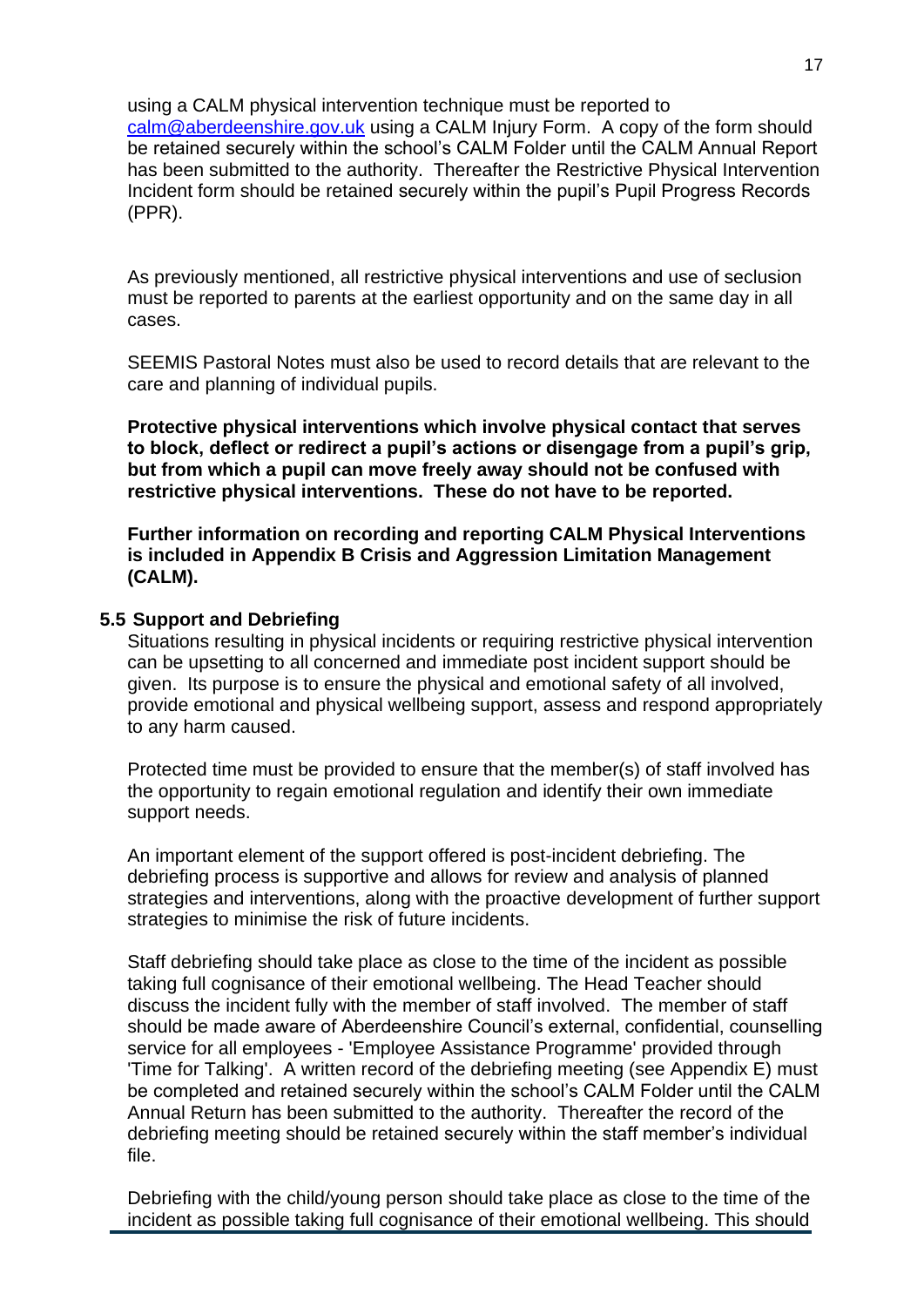using a CALM physical intervention technique must be reported to calm@aberdeenshire.gov.uk using a CALM Injury Form. A copy of the form should be retained securely within the school's CALM Folder until the CALM Annual Report has been submitted to the authority. Thereafter the Restrictive Physical Intervention Incident form should be retained securely within the pupil's Pupil Progress Records (PPR).

As previously mentioned, all restrictive physical interventions and use of seclusion must be reported to parents at the earliest opportunity and on the same day in all cases.

SEEMIS Pastoral Notes must also be used to record details that are relevant to the care and planning of individual pupils.

**Protective physical interventions which involve physical contact that serves to block, deflect or redirect a pupil's actions or disengage from a pupil's grip, but from which a pupil can move freely away should not be confused with restrictive physical interventions. These do not have to be reported.**

**Further information on recording and reporting CALM Physical Interventions is included in Appendix B Crisis and Aggression Limitation Management (CALM).**

### 5.5 Support and Debriefing

Situations resulting in physical incidents or requiring restrictive physical intervention can be upsetting to all concerned and immediate post incident support should be given. Its purpose is to ensure the physical and emotional safety of all involved, provide emotional and physical wellbeing support, assess and respond appropriately to any harm caused.

Protected time must be provided to ensure that the member(s) of staff involved has the opportunity to regain emotional regulation and identify their own immediate support needs.

An important element of the support offered is post-incident debriefing. The debriefing process is supportive and allows for review and analysis of planned strategies and interventions, along with the proactive development of further support strategies to minimise the risk of future incidents.

Staff debriefing should take place as close to the time of the incident as possible taking full cognisance of their emotional wellbeing. The Head Teacher should discuss the incident fully with the member of staff involved. The member of staff should be made aware of Aberdeenshire Council's external, confidential, counselling service for all employees - 'Employee Assistance Programme' provided through 'Time for Talking'. A written record of the debriefing meeting (see Appendix E) must be completed and retained securely within the school's CALM Folder until the CALM Annual Return has been submitted to the authority. Thereafter the record of the debriefing meeting should be retained securely within the staff member's individual file.

Debriefing with the child/young person should take place as close to the time of the incident as possible taking full cognisance of their emotional wellbeing. This should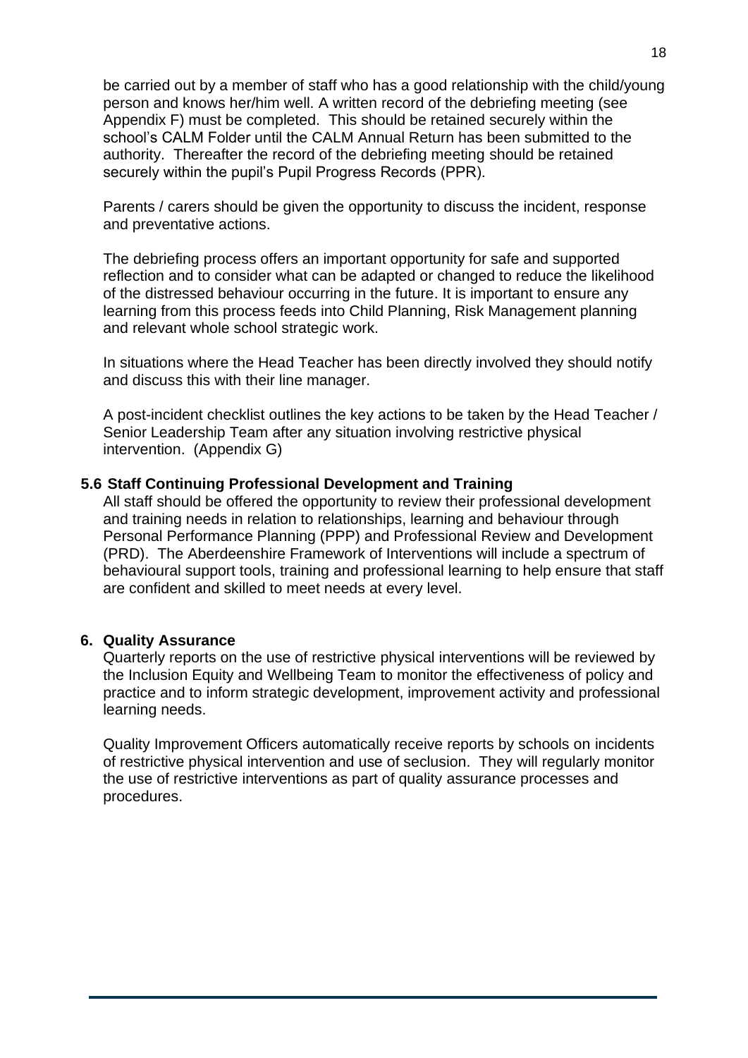be carried out by a member of staff who has a good relationship with the child/young person and knows her/him well. A written record of the debriefing meeting (see Appendix F) must be completed. This should be retained securely within the school's CALM Folder until the CALM Annual Return has been submitted to the authority. Thereafter the record of the debriefing meeting should be retained securely within the pupil's Pupil Progress Records (PPR).

Parents / carers should be given the opportunity to discuss the incident, response and preventative actions.

The debriefing process offers an important opportunity for safe and supported reflection and to consider what can be adapted or changed to reduce the likelihood of the distressed behaviour occurring in the future. It is important to ensure any learning from this process feeds into Child Planning, Risk Management planning and relevant whole school strategic work.

In situations where the Head Teacher has been directly involved they should notify and discuss this with their line manager.

A post-incident checklist outlines the key actions to be taken by the Head Teacher / Senior Leadership Team after any situation involving restrictive physical intervention. (Appendix G)

### 5.6 Staff Continuing Professional Development and Training

All staff should be offered the opportunity to review their professional development and training needs in relation to relationships, learning and behaviour through Personal Performance Planning (PPP) and Professional Review and Development (PRD). The Aberdeenshire Framework of Interventions will include a spectrum of behavioural support tools, training and professional learning to help ensure that staff are confident and skilled to meet needs at every level.

## 6. Quality Assurance

Quarterly reports on the use of restrictive physical interventions will be reviewed by the Inclusion Equity and Wellbeing Team to monitor the effectiveness of policy and practice and to inform strategic development, improvement activity and professional learning needs.

Quality Improvement Officers automatically receive reports by schools on incidents of restrictive physical intervention and use of seclusion. They will regularly monitor the use of restrictive interventions as part of quality assurance processes and procedures.